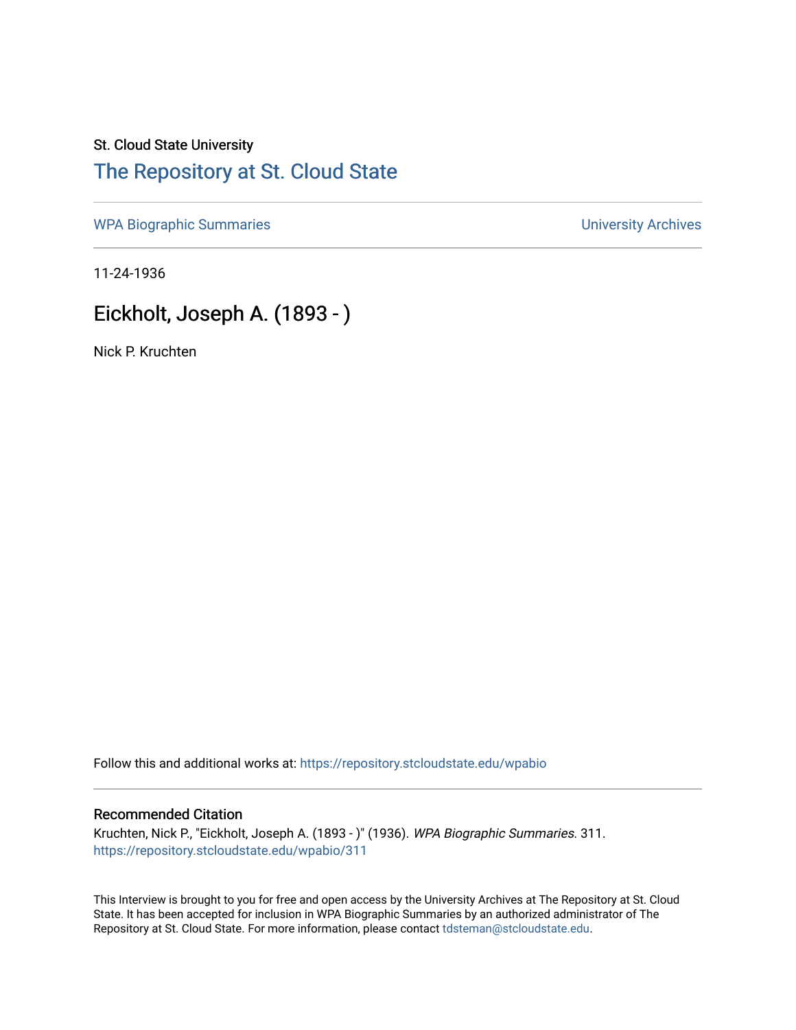St. Cloud State University

# The Repository at St. Cloud State

WPA Biographic Summaries

University Archives

11-24-1936

## Eickholt, Joseph A. (1893 - )

Nick P. Kruchten

Follow this and additional works at: https://repository.stcloudstate.edu/wpabio

### Recommended Citation

Kruchten, Nick P., "Eickholt, Joseph A. (1893 - )" (1936). *WPA Biographic Summaries*. 311.
https://repository.stcloudstate.edu/wpabio/311

This Interview is brought to you for free and open access by the University Archives at The Repository at St. Cloud State. It has been accepted for inclusion in WPA Biographic Summaries by an authorized administrator of The Repository at St. Cloud State. For more information, please contact tdsteman@stcloudstate.edu.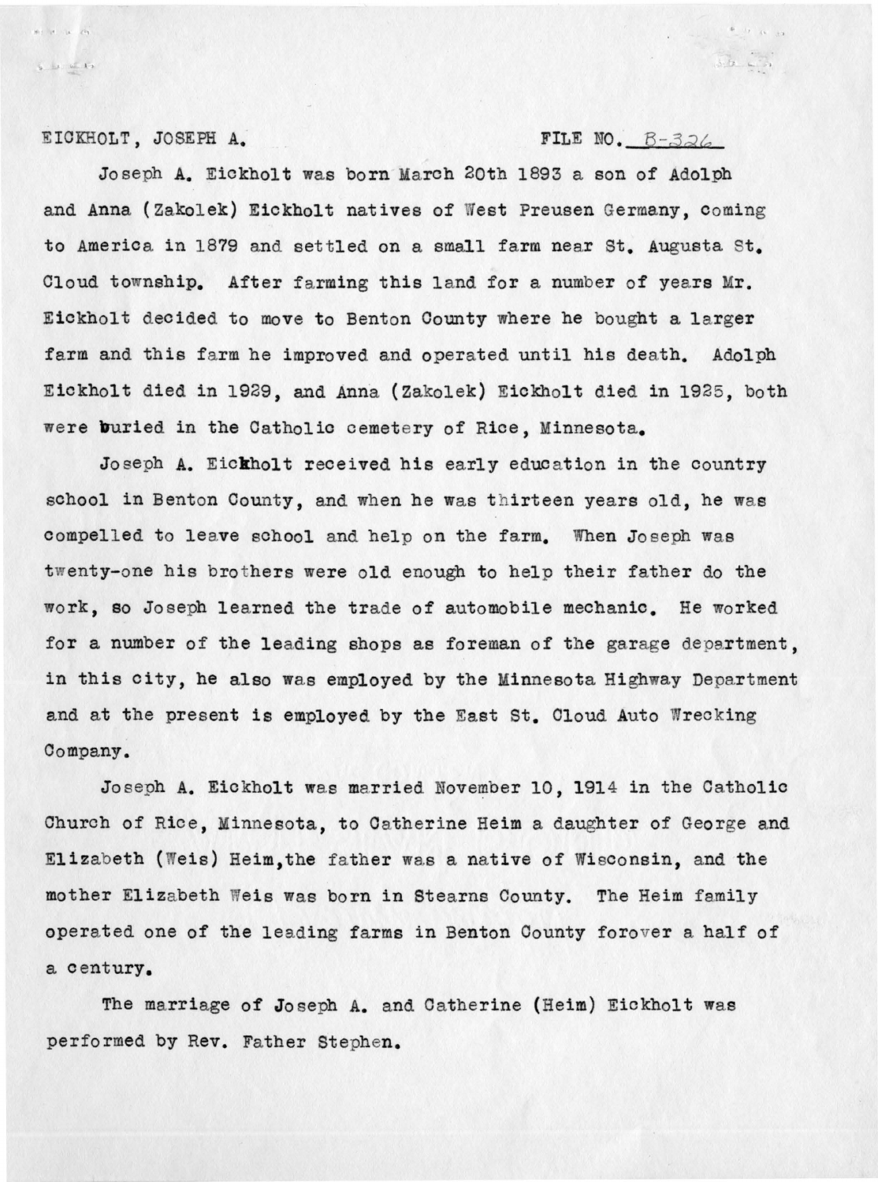EICKHOLT, JOSEPH A. FILE NO. B-326

Joseph A. Eickholt was born March 20th 1893 a son of Adolph and Anna (Zakolek) Eickholt natives of West Preusen Germany, coming to America in 1879 and settled on a small farm near St. Augusta St. Cloud township. After farming this land for a number of years Mr. Eickholt decided to move to Benton County where he bought a larger farm and this farm he improved and operated until his death. Adolph Eickholt died in 1929, and Anna (Zakolek) Eickholt died in 1925, both were buried in the Catholic cemetery of Rice, Minnesota.

Joseph A. Eickholt received his early education in the country school in Benton County, and when he was thirteen years old, he was compelled to leave school and help on the farm. When Joseph was twenty-one his brothers were old enough to help their father do the work, so Joseph learned the trade of automobile mechanic. He worked for a number of the leading shops as foreman of the garage department, in this city, he also was employed by the Minnesota Highway Department and at the present is employed by the East St. Cloud Auto Wrecking Company.

Joseph A. Eickholt was married November 10, 1914 in the Catholic Church of Rice, Minnesota, to Catherine Heim a daughter of George and Elizabeth (Weis) Heim,the father was a native of Wisconsin, and the mother Elizabeth Weis was born in Stearns County. The Heim family operated one of the leading farms in Benton County forover a half of a century.

The marriage of Joseph A. and Catherine (Heim) Eickholt was performed by Rev. Father Stephen.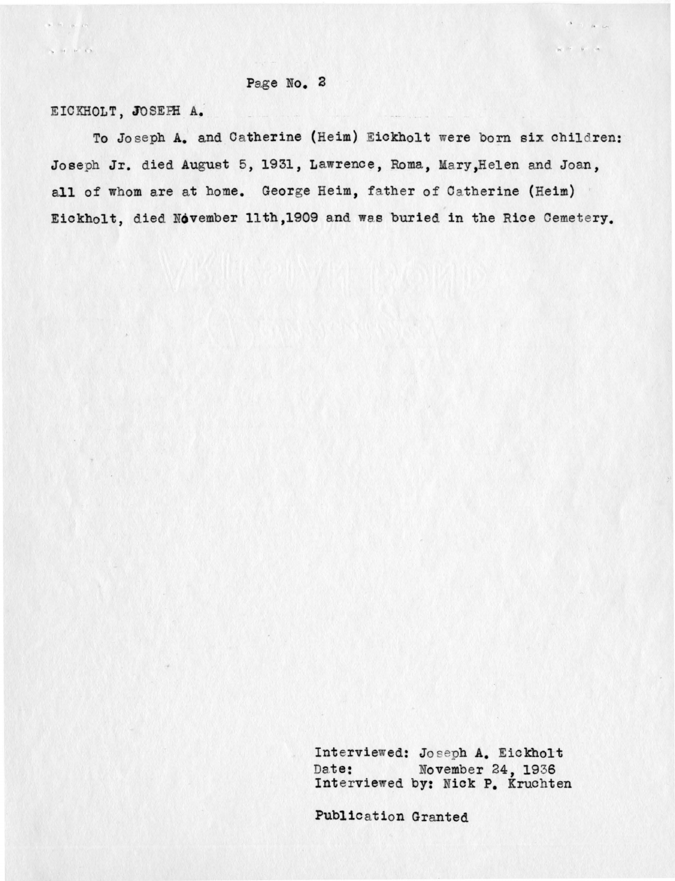EICKHOLT, JOSEPH A.

To Joseph A. and Catherine (Heim) Eickholt were born six children: Joseph Jr. died August 5, 1931, Lawrence, Roma, Mary,Helen and Joan, all of whom are at home. George Heim, father of Catherine (Heim) Eickholt, died November 11th,1909 and was buried in the Rice Cemetery.

Interviewed: Joseph A. Eickholt
Date: November 24, 1936
Interviewed by: Nick P. Kruchten

Publication Granted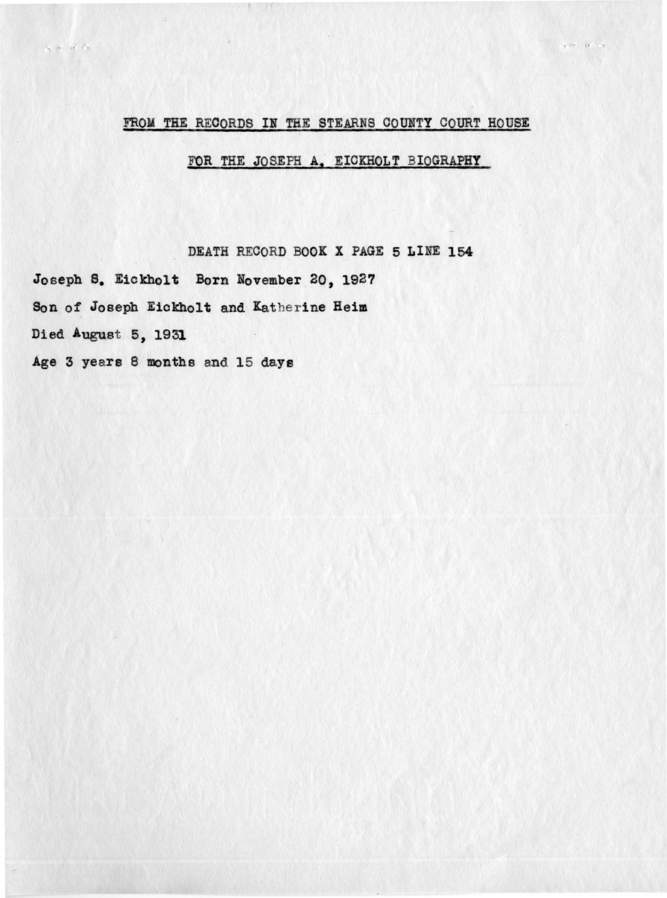FROM THE RECORDS IN THE STEARNS COUNTY COURT HOUSE

FOR THE JOSEPH A. EICKHOLT BIOGRAPHY

DEATH RECORD BOOK X PAGE 5 LINE 154

Joseph S. Eickholt Born November 20, 1927

Son of Joseph Eickholt and Katherine Heim

Died August 5, 1931

Age 3 years 8 months and 15 days